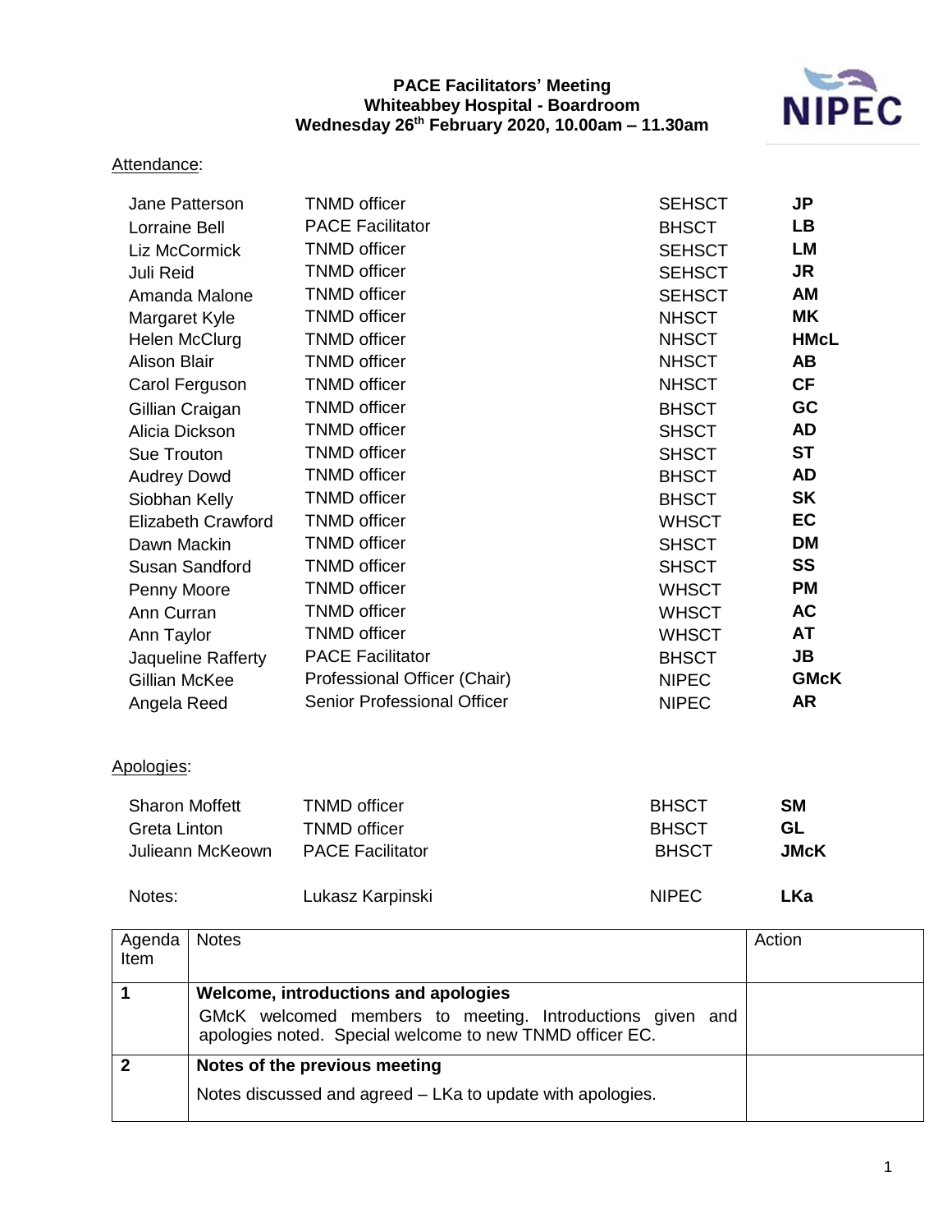**PACE Facilitators' Meeting**
**Whiteabbey Hospital - Boardroom**
**Wednesday 26th February 2020, 10.00am – 11.30am**

NIPEC

Attendance:

| | | | |
|---|---|---|---|
| Jane Patterson | TNMD officer | SEHSCT | **JP** |
| Lorraine Bell | PACE Facilitator | BHSCT | **LB** |
| Liz McCormick | TNMD officer | SEHSCT | **LM** |
| Juli Reid | TNMD officer | SEHSCT | **JR** |
| Amanda Malone | TNMD officer | SEHSCT | **AM** |
| Margaret Kyle | TNMD officer | NHSCT | **MK** |
| Helen McClurg | TNMD officer | NHSCT | **HMcL** |
| Alison Blair | TNMD officer | NHSCT | **AB** |
| Carol Ferguson | TNMD officer | NHSCT | **CF** |
| Gillian Craigan | TNMD officer | BHSCT | **GC** |
| Alicia Dickson | TNMD officer | SHSCT | **AD** |
| Sue Trouton | TNMD officer | SHSCT | **ST** |
| Audrey Dowd | TNMD officer | BHSCT | **AD** |
| Siobhan Kelly | TNMD officer | BHSCT | **SK** |
| Elizabeth Crawford | TNMD officer | WHSCT | **EC** |
| Dawn Mackin | TNMD officer | SHSCT | **DM** |
| Susan Sandford | TNMD officer | SHSCT | **SS** |
| Penny Moore | TNMD officer | WHSCT | **PM** |
| Ann Curran | TNMD officer | WHSCT | **AC** |
| Ann Taylor | TNMD officer | WHSCT | **AT** |
| Jaqueline Rafferty | PACE Facilitator | BHSCT | **JB** |
| Gillian McKee | Professional Officer (Chair) | NIPEC | **GMcK** |
| Angela Reed | Senior Professional Officer | NIPEC | **AR** |

Apologies:

| | | | |
|---|---|---|---|
| Sharon Moffett | TNMD officer | BHSCT | **SM** |
| Greta Linton | TNMD officer | BHSCT | **GL** |
| Julieann McKeown | PACE Facilitator | BHSCT | **JMcK** |
| | | | |
| Notes: | Lukasz Karpinski | NIPEC | **LKa** |

| Agenda Item | Notes | Action |
|---|---|---|
| **1** | **Welcome, introductions and apologies** GMcK welcomed members to meeting. Introductions given and apologies noted. Special welcome to new TNMD officer EC. | |
| **2** | **Notes of the previous meeting** Notes discussed and agreed – LKa to update with apologies. | |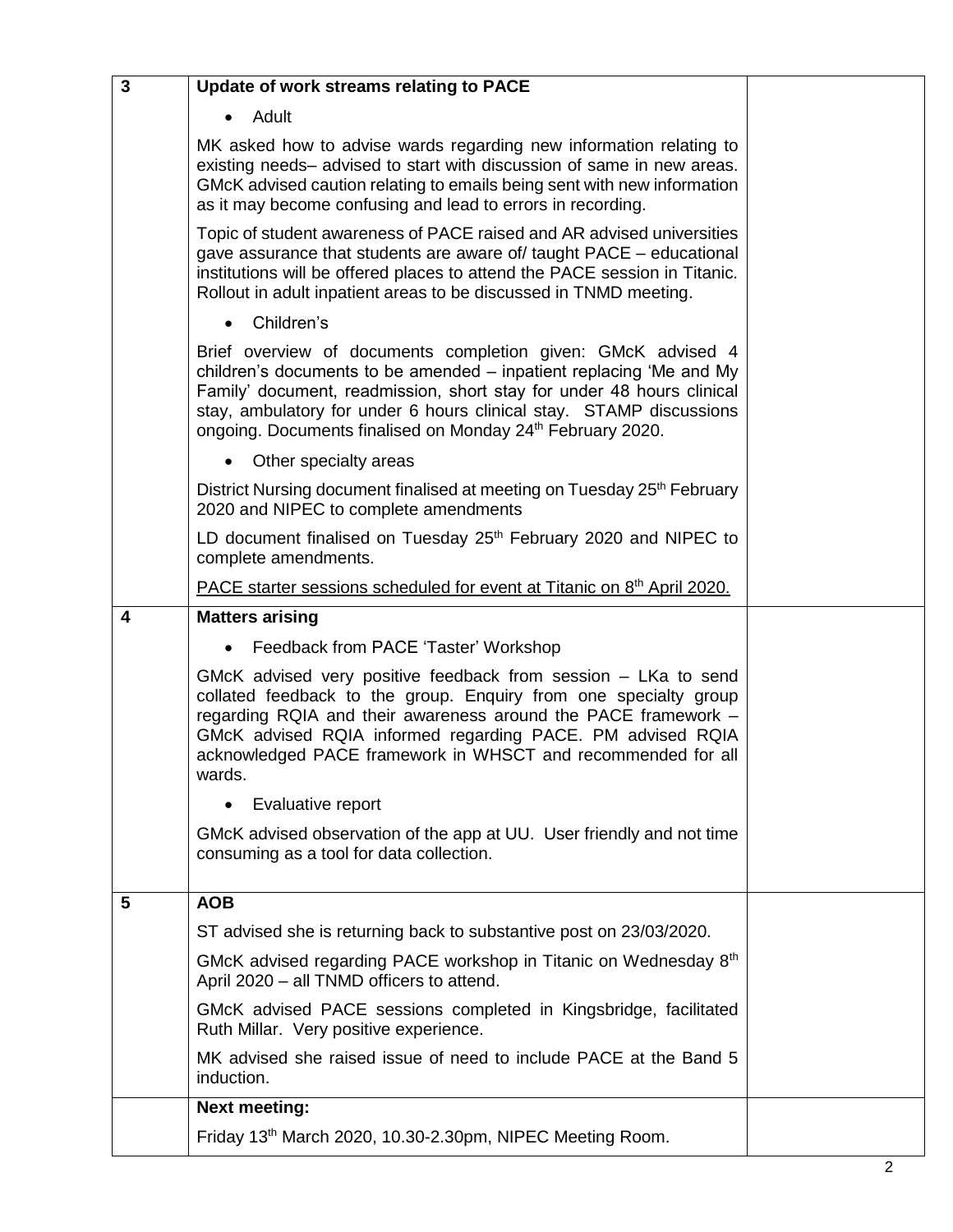| 3 | **Update of work streams relating to PACE** | |
|---|---|---|
| | • Adult<br><br>MK asked how to advise wards regarding new information relating to existing needs– advised to start with discussion of same in new areas. GMcK advised caution relating to emails being sent with new information as it may become confusing and lead to errors in recording.<br><br>Topic of student awareness of PACE raised and AR advised universities gave assurance that students are aware of/ taught PACE – educational institutions will be offered places to attend the PACE session in Titanic. Rollout in adult inpatient areas to be discussed in TNMD meeting.<br><br>• Children's<br><br>Brief overview of documents completion given: GMcK advised 4 children's documents to be amended – inpatient replacing 'Me and My Family' document, readmission, short stay for under 48 hours clinical stay, ambulatory for under 6 hours clinical stay. STAMP discussions ongoing. Documents finalised on Monday 24th February 2020.<br><br>• Other specialty areas<br><br>District Nursing document finalised at meeting on Tuesday 25th February 2020 and NIPEC to complete amendments<br><br>LD document finalised on Tuesday 25th February 2020 and NIPEC to complete amendments.<br><br><u>PACE starter sessions scheduled for event at Titanic on 8th April 2020.</u> | |
| 4 | **Matters arising** | |
| | • Feedback from PACE 'Taster' Workshop<br><br>GMcK advised very positive feedback from session – LKa to send collated feedback to the group. Enquiry from one specialty group regarding RQIA and their awareness around the PACE framework – GMcK advised RQIA informed regarding PACE. PM advised RQIA acknowledged PACE framework in WHSCT and recommended for all wards.<br><br>• Evaluative report<br><br>GMcK advised observation of the app at UU. User friendly and not time consuming as a tool for data collection. | |
| 5 | **AOB** | |
| | ST advised she is returning back to substantive post on 23/03/2020.<br><br>GMcK advised regarding PACE workshop in Titanic on Wednesday 8th April 2020 – all TNMD officers to attend.<br><br>GMcK advised PACE sessions completed in Kingsbridge, facilitated Ruth Millar. Very positive experience.<br><br>MK advised she raised issue of need to include PACE at the Band 5 induction. | |
| | **Next meeting:** | |
| | Friday 13th March 2020, 10.30-2.30pm, NIPEC Meeting Room. | |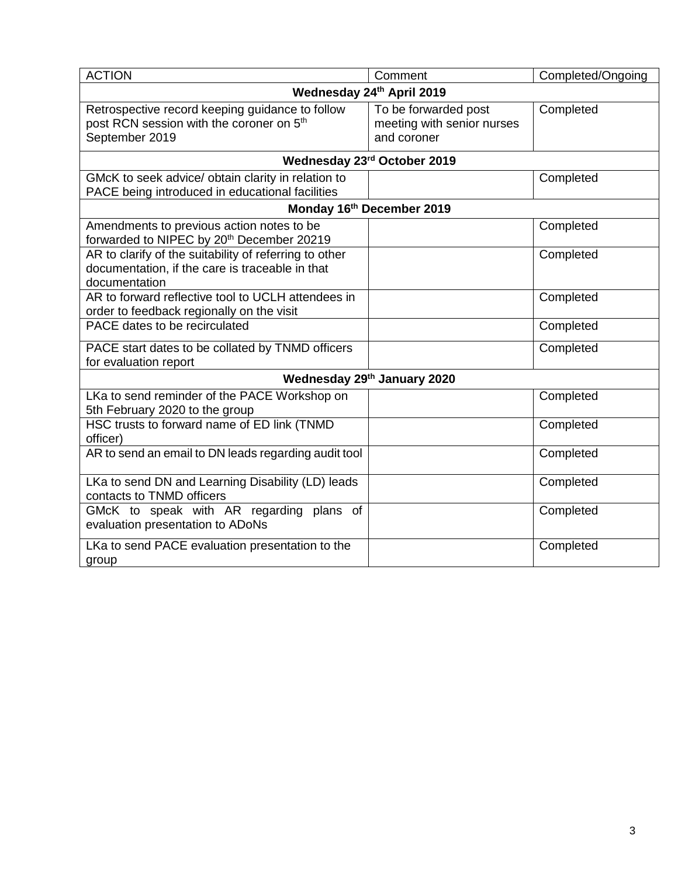| ACTION | Comment | Completed/Ongoing |
| --- | --- | --- |
| **Wednesday 24th April 2019** | | |
| Retrospective record keeping guidance to follow post RCN session with the coroner on 5th September 2019 | To be forwarded post meeting with senior nurses and coroner | Completed |
| **Wednesday 23rd October 2019** | | |
| GMcK to seek advice/ obtain clarity in relation to PACE being introduced in educational facilities | | Completed |
| **Monday 16th December 2019** | | |
| Amendments to previous action notes to be forwarded to NIPEC by 20th December 20219 | | Completed |
| AR to clarify of the suitability of referring to other documentation, if the care is traceable in that documentation | | Completed |
| AR to forward reflective tool to UCLH attendees in order to feedback regionally on the visit | | Completed |
| PACE dates to be recirculated | | Completed |
| PACE start dates to be collated by TNMD officers for evaluation report | | Completed |
| **Wednesday 29th January 2020** | | |
| LKa to send reminder of the PACE Workshop on 5th February 2020 to the group | | Completed |
| HSC trusts to forward name of ED link (TNMD officer) | | Completed |
| AR to send an email to DN leads regarding audit tool | | Completed |
| LKa to send DN and Learning Disability (LD) leads contacts to TNMD officers | | Completed |
| GMcK to speak with AR regarding plans of evaluation presentation to ADoNs | | Completed |
| LKa to send PACE evaluation presentation to the group | | Completed |